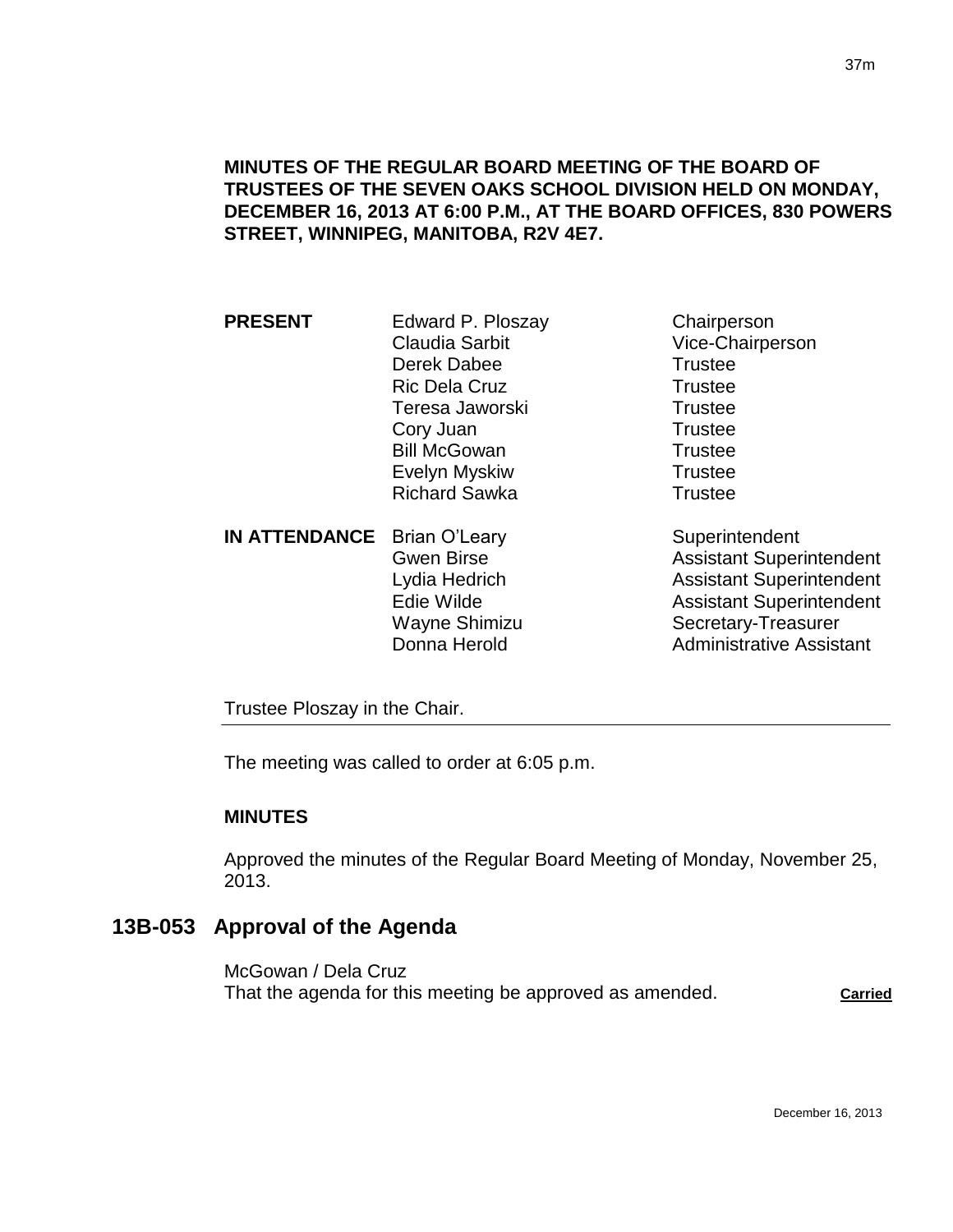**MINUTES OF THE REGULAR BOARD MEETING OF THE BOARD OF TRUSTEES OF THE SEVEN OAKS SCHOOL DIVISION HELD ON MONDAY, DECEMBER 16, 2013 AT 6:00 P.M., AT THE BOARD OFFICES, 830 POWERS STREET, WINNIPEG, MANITOBA, R2V 4E7.**

| | | |
|---|---|---|
| **PRESENT** | Edward P. Ploszay | Chairperson |
| | Claudia Sarbit | Vice-Chairperson |
| | Derek Dabee | Trustee |
| | Ric Dela Cruz | Trustee |
| | Teresa Jaworski | Trustee |
| | Cory Juan | Trustee |
| | Bill McGowan | Trustee |
| | Evelyn Myskiw | Trustee |
| | Richard Sawka | Trustee |
| **IN ATTENDANCE** | Brian O'Leary | Superintendent |
| | Gwen Birse | Assistant Superintendent |
| | Lydia Hedrich | Assistant Superintendent |
| | Edie Wilde | Assistant Superintendent |
| | Wayne Shimizu | Secretary-Treasurer |
| | Donna Herold | Administrative Assistant |

Trustee Ploszay in the Chair.

The meeting was called to order at 6:05 p.m.

**MINUTES**

Approved the minutes of the Regular Board Meeting of Monday, November 25, 2013.

## 13B-053 Approval of the Agenda

McGowan / Dela Cruz
That the agenda for this meeting be approved as amended. **Carried**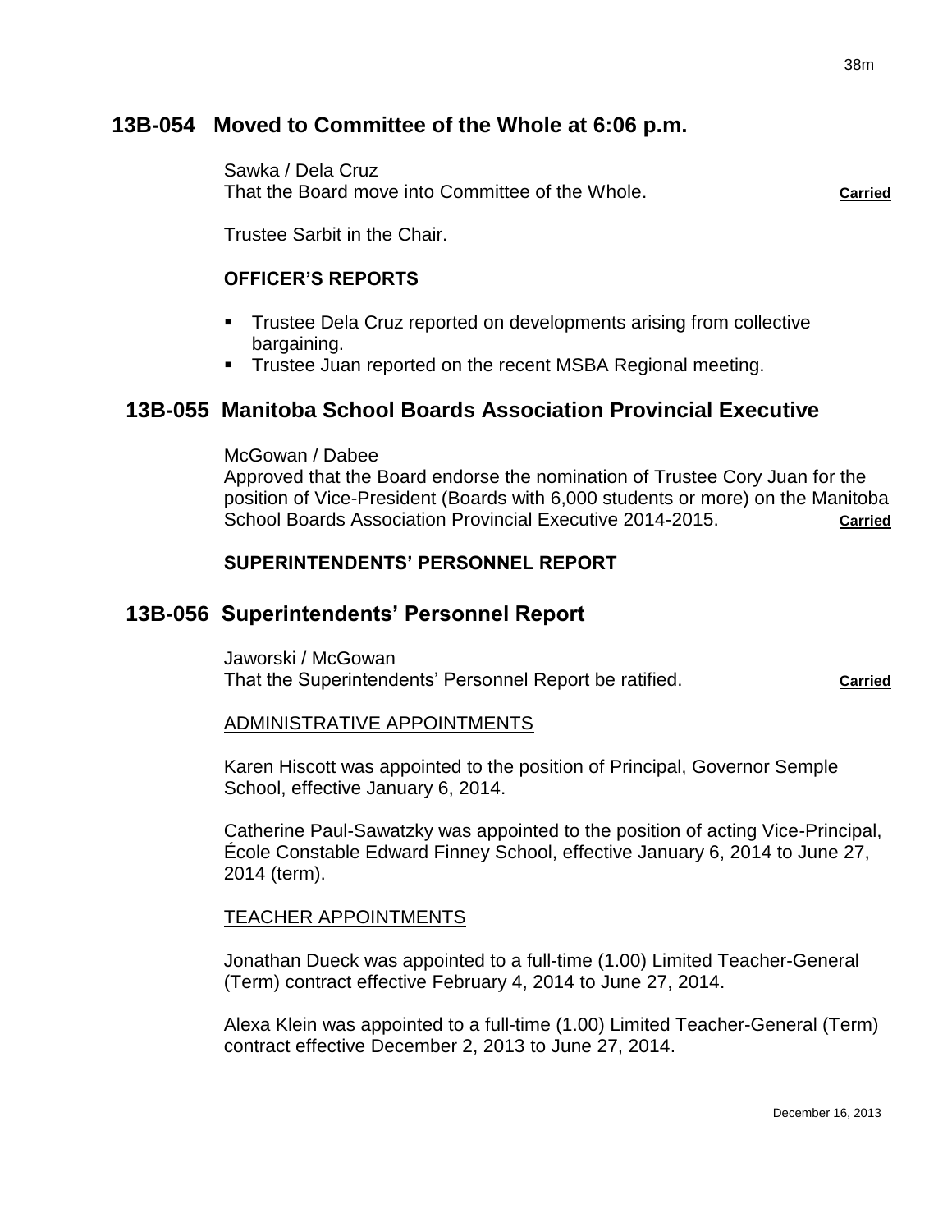## 13B-054 Moved to Committee of the Whole at 6:06 p.m.

Sawka / Dela Cruz
That the Board move into Committee of the Whole. **Carried**

Trustee Sarbit in the Chair.

### OFFICER'S REPORTS

- Trustee Dela Cruz reported on developments arising from collective bargaining.
- Trustee Juan reported on the recent MSBA Regional meeting.

## 13B-055 Manitoba School Boards Association Provincial Executive

McGowan / Dabee
Approved that the Board endorse the nomination of Trustee Cory Juan for the position of Vice-President (Boards with 6,000 students or more) on the Manitoba School Boards Association Provincial Executive 2014-2015. **Carried**

### SUPERINTENDENTS' PERSONNEL REPORT

## 13B-056 Superintendents' Personnel Report

Jaworski / McGowan
That the Superintendents' Personnel Report be ratified. **Carried**

ADMINISTRATIVE APPOINTMENTS

Karen Hiscott was appointed to the position of Principal, Governor Semple School, effective January 6, 2014.

Catherine Paul-Sawatzky was appointed to the position of acting Vice-Principal, École Constable Edward Finney School, effective January 6, 2014 to June 27, 2014 (term).

TEACHER APPOINTMENTS

Jonathan Dueck was appointed to a full-time (1.00) Limited Teacher-General (Term) contract effective February 4, 2014 to June 27, 2014.

Alexa Klein was appointed to a full-time (1.00) Limited Teacher-General (Term) contract effective December 2, 2013 to June 27, 2014.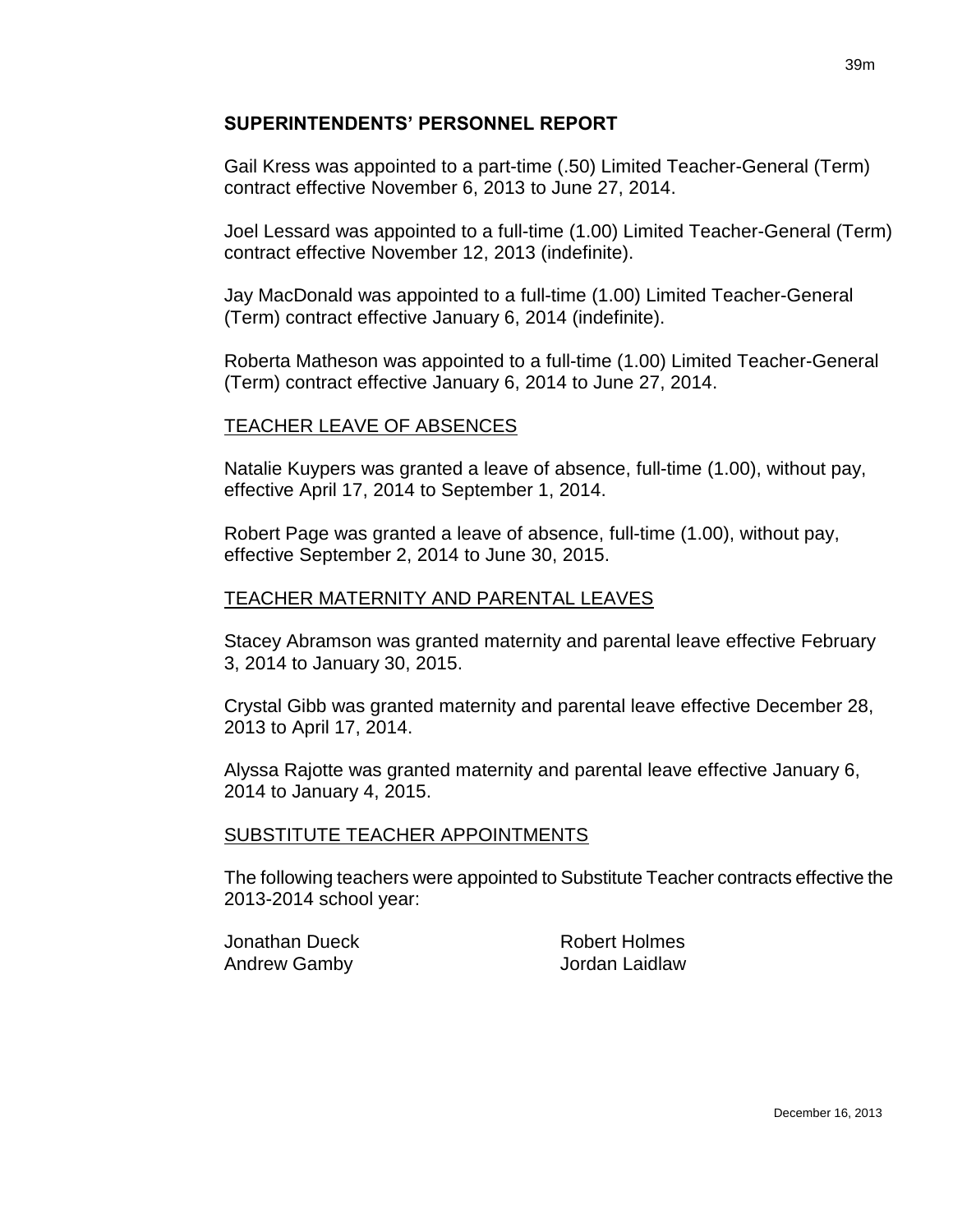## SUPERINTENDENTS' PERSONNEL REPORT

Gail Kress was appointed to a part-time (.50) Limited Teacher-General (Term) contract effective November 6, 2013 to June 27, 2014.

Joel Lessard was appointed to a full-time (1.00) Limited Teacher-General (Term) contract effective November 12, 2013 (indefinite).

Jay MacDonald was appointed to a full-time (1.00) Limited Teacher-General (Term) contract effective January 6, 2014 (indefinite).

Roberta Matheson was appointed to a full-time (1.00) Limited Teacher-General (Term) contract effective January 6, 2014 to June 27, 2014.

### TEACHER LEAVE OF ABSENCES

Natalie Kuypers was granted a leave of absence, full-time (1.00), without pay, effective April 17, 2014 to September 1, 2014.

Robert Page was granted a leave of absence, full-time (1.00), without pay, effective September 2, 2014 to June 30, 2015.

### TEACHER MATERNITY AND PARENTAL LEAVES

Stacey Abramson was granted maternity and parental leave effective February 3, 2014 to January 30, 2015.

Crystal Gibb was granted maternity and parental leave effective December 28, 2013 to April 17, 2014.

Alyssa Rajotte was granted maternity and parental leave effective January 6, 2014 to January 4, 2015.

### SUBSTITUTE TEACHER APPOINTMENTS

The following teachers were appointed to Substitute Teacher contracts effective the 2013-2014 school year:

Jonathan Dueck
Andrew Gamby
Robert Holmes
Jordan Laidlaw

December 16, 2013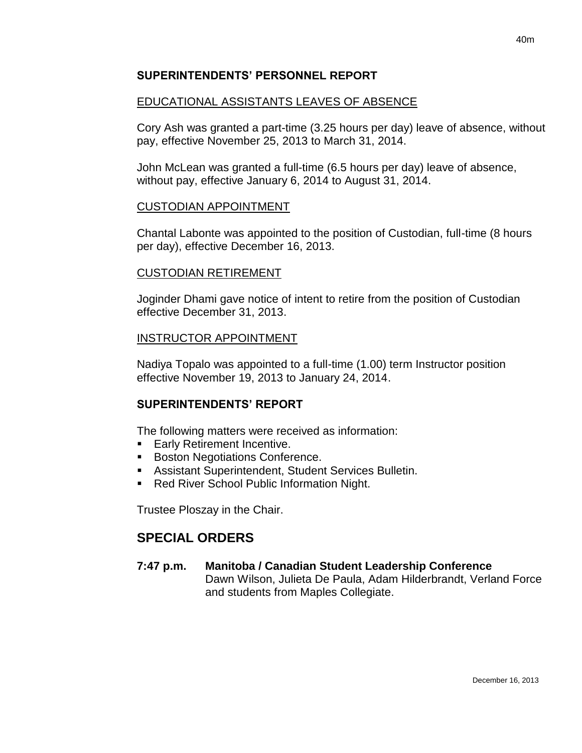**SUPERINTENDENTS' PERSONNEL REPORT**

EDUCATIONAL ASSISTANTS LEAVES OF ABSENCE

Cory Ash was granted a part-time (3.25 hours per day) leave of absence, without pay, effective November 25, 2013 to March 31, 2014.

John McLean was granted a full-time (6.5 hours per day) leave of absence, without pay, effective January 6, 2014 to August 31, 2014.

CUSTODIAN APPOINTMENT

Chantal Labonte was appointed to the position of Custodian, full-time (8 hours per day), effective December 16, 2013.

CUSTODIAN RETIREMENT

Joginder Dhami gave notice of intent to retire from the position of Custodian effective December 31, 2013.

INSTRUCTOR APPOINTMENT

Nadiya Topalo was appointed to a full-time (1.00) term Instructor position effective November 19, 2013 to January 24, 2014.

**SUPERINTENDENTS' REPORT**

The following matters were received as information:

- Early Retirement Incentive.
- Boston Negotiations Conference.
- Assistant Superintendent, Student Services Bulletin.
- Red River School Public Information Night.

Trustee Ploszay in the Chair.

## SPECIAL ORDERS

**7:47 p.m. Manitoba / Canadian Student Leadership Conference**
Dawn Wilson, Julieta De Paula, Adam Hilderbrandt, Verland Force and students from Maples Collegiate.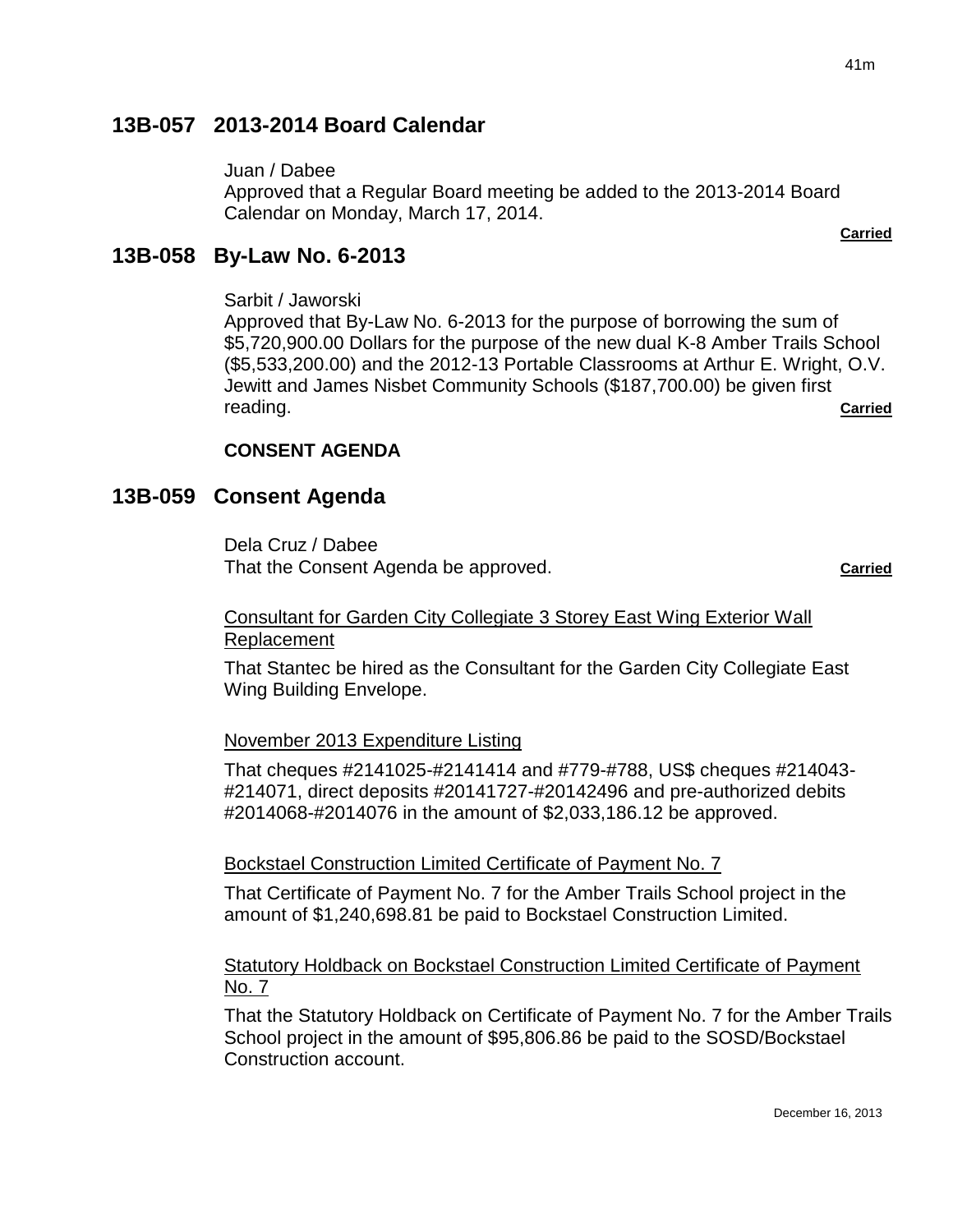## 13B-057 2013-2014 Board Calendar

Juan / Dabee
Approved that a Regular Board meeting be added to the 2013-2014 Board Calendar on Monday, March 17, 2014.

**Carried**

## 13B-058 By-Law No. 6-2013

Sarbit / Jaworski
Approved that By-Law No. 6-2013 for the purpose of borrowing the sum of $5,720,900.00 Dollars for the purpose of the new dual K-8 Amber Trails School ($5,533,200.00) and the 2012-13 Portable Classrooms at Arthur E. Wright, O.V. Jewitt and James Nisbet Community Schools ($187,700.00) be given first reading. **Carried**

**CONSENT AGENDA**

## 13B-059 Consent Agenda

Dela Cruz / Dabee
That the Consent Agenda be approved. **Carried**

Consultant for Garden City Collegiate 3 Storey East Wing Exterior Wall Replacement

That Stantec be hired as the Consultant for the Garden City Collegiate East Wing Building Envelope.

November 2013 Expenditure Listing

That cheques #2141025-#2141414 and #779-#788, US$ cheques #214043-#214071, direct deposits #20141727-#20142496 and pre-authorized debits #2014068-#2014076 in the amount of $2,033,186.12 be approved.

Bockstael Construction Limited Certificate of Payment No. 7

That Certificate of Payment No. 7 for the Amber Trails School project in the amount of $1,240,698.81 be paid to Bockstael Construction Limited.

Statutory Holdback on Bockstael Construction Limited Certificate of Payment No. 7

That the Statutory Holdback on Certificate of Payment No. 7 for the Amber Trails School project in the amount of $95,806.86 be paid to the SOSD/Bockstael Construction account.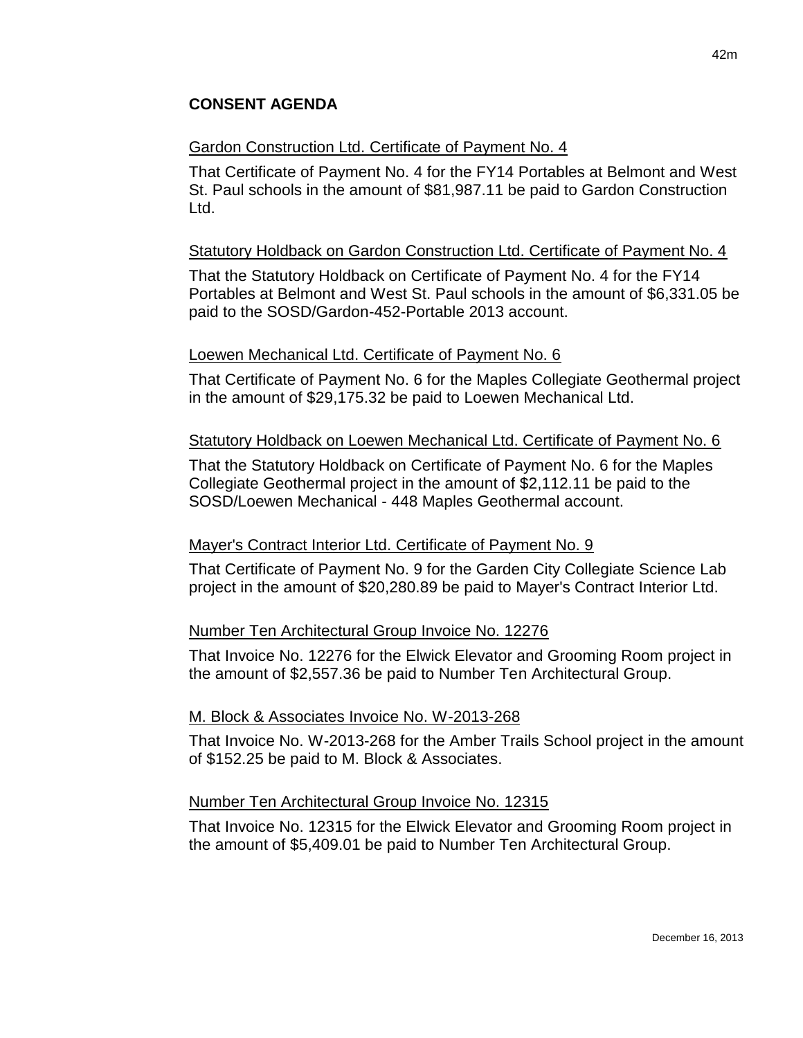## CONSENT AGENDA

Gardon Construction Ltd. Certificate of Payment No. 4

That Certificate of Payment No. 4 for the FY14 Portables at Belmont and West St. Paul schools in the amount of $81,987.11 be paid to Gardon Construction Ltd.

Statutory Holdback on Gardon Construction Ltd. Certificate of Payment No. 4

That the Statutory Holdback on Certificate of Payment No. 4 for the FY14 Portables at Belmont and West St. Paul schools in the amount of $6,331.05 be paid to the SOSD/Gardon-452-Portable 2013 account.

Loewen Mechanical Ltd. Certificate of Payment No. 6

That Certificate of Payment No. 6 for the Maples Collegiate Geothermal project in the amount of $29,175.32 be paid to Loewen Mechanical Ltd.

Statutory Holdback on Loewen Mechanical Ltd. Certificate of Payment No. 6

That the Statutory Holdback on Certificate of Payment No. 6 for the Maples Collegiate Geothermal project in the amount of $2,112.11 be paid to the SOSD/Loewen Mechanical - 448 Maples Geothermal account.

Mayer's Contract Interior Ltd. Certificate of Payment No. 9

That Certificate of Payment No. 9 for the Garden City Collegiate Science Lab project in the amount of $20,280.89 be paid to Mayer's Contract Interior Ltd.

Number Ten Architectural Group Invoice No. 12276

That Invoice No. 12276 for the Elwick Elevator and Grooming Room project in the amount of $2,557.36 be paid to Number Ten Architectural Group.

M. Block & Associates Invoice No. W-2013-268

That Invoice No. W-2013-268 for the Amber Trails School project in the amount of $152.25 be paid to M. Block & Associates.

Number Ten Architectural Group Invoice No. 12315

That Invoice No. 12315 for the Elwick Elevator and Grooming Room project in the amount of $5,409.01 be paid to Number Ten Architectural Group.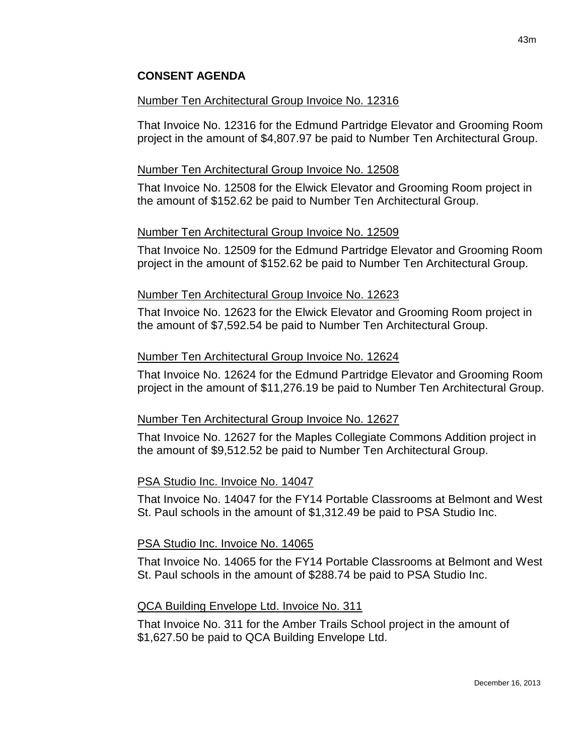## CONSENT AGENDA

Number Ten Architectural Group Invoice No. 12316

That Invoice No. 12316 for the Edmund Partridge Elevator and Grooming Room project in the amount of $4,807.97 be paid to Number Ten Architectural Group.

Number Ten Architectural Group Invoice No. 12508

That Invoice No. 12508 for the Elwick Elevator and Grooming Room project in the amount of $152.62 be paid to Number Ten Architectural Group.

Number Ten Architectural Group Invoice No. 12509

That Invoice No. 12509 for the Edmund Partridge Elevator and Grooming Room project in the amount of $152.62 be paid to Number Ten Architectural Group.

Number Ten Architectural Group Invoice No. 12623

That Invoice No. 12623 for the Elwick Elevator and Grooming Room project in the amount of $7,592.54 be paid to Number Ten Architectural Group.

Number Ten Architectural Group Invoice No. 12624

That Invoice No. 12624 for the Edmund Partridge Elevator and Grooming Room project in the amount of $11,276.19 be paid to Number Ten Architectural Group.

Number Ten Architectural Group Invoice No. 12627

That Invoice No. 12627 for the Maples Collegiate Commons Addition project in the amount of $9,512.52 be paid to Number Ten Architectural Group.

PSA Studio Inc. Invoice No. 14047

That Invoice No. 14047 for the FY14 Portable Classrooms at Belmont and West St. Paul schools in the amount of $1,312.49 be paid to PSA Studio Inc.

PSA Studio Inc. Invoice No. 14065

That Invoice No. 14065 for the FY14 Portable Classrooms at Belmont and West St. Paul schools in the amount of $288.74 be paid to PSA Studio Inc.

QCA Building Envelope Ltd. Invoice No. 311

That Invoice No. 311 for the Amber Trails School project in the amount of $1,627.50 be paid to QCA Building Envelope Ltd.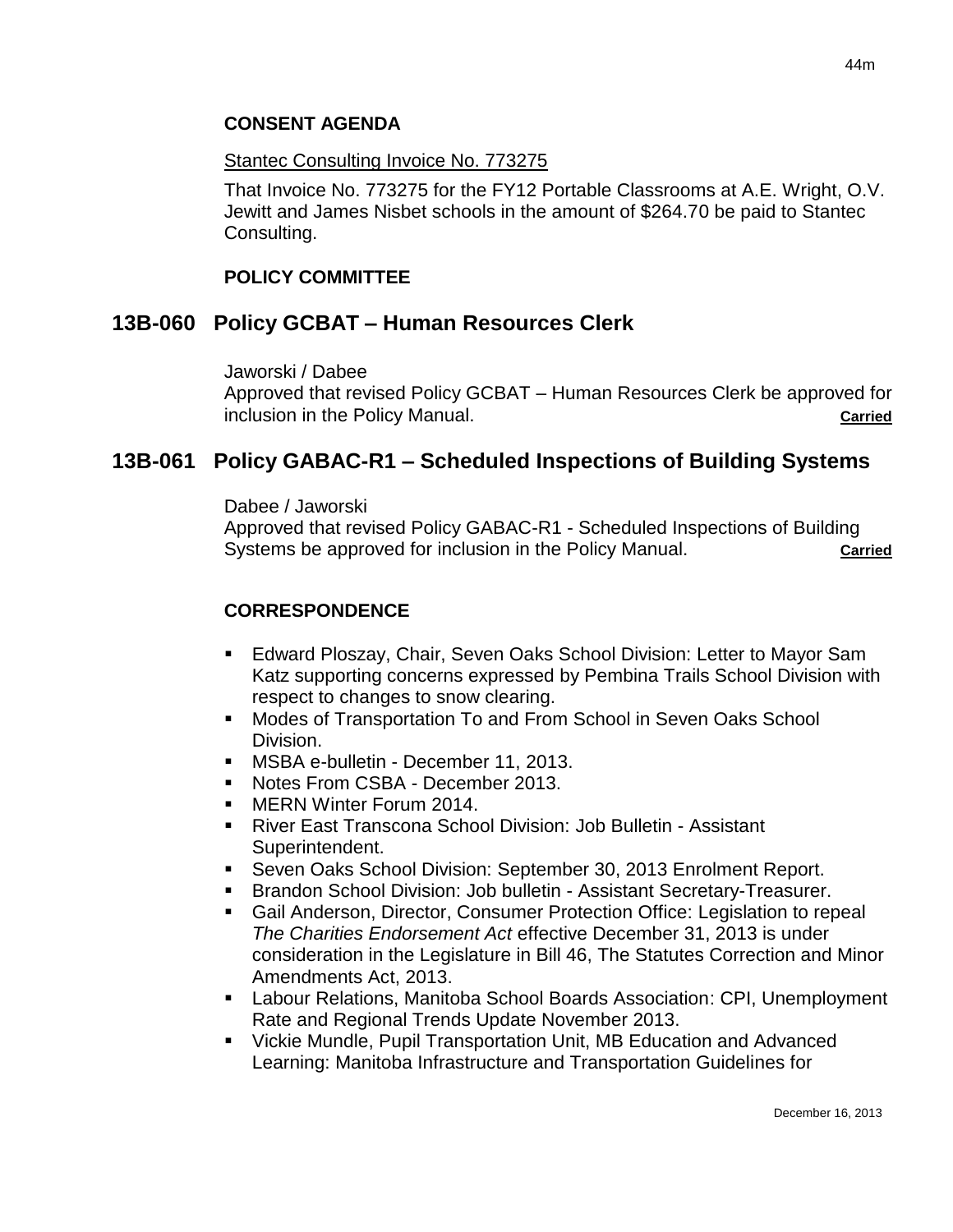**CONSENT AGENDA**

Stantec Consulting Invoice No. 773275

That Invoice No. 773275 for the FY12 Portable Classrooms at A.E. Wright, O.V. Jewitt and James Nisbet schools in the amount of $264.70 be paid to Stantec Consulting.

**POLICY COMMITTEE**

## 13B-060 Policy GCBAT – Human Resources Clerk

Jaworski / Dabee
Approved that revised Policy GCBAT – Human Resources Clerk be approved for inclusion in the Policy Manual. **Carried**

## 13B-061 Policy GABAC-R1 – Scheduled Inspections of Building Systems

Dabee / Jaworski
Approved that revised Policy GABAC-R1 - Scheduled Inspections of Building Systems be approved for inclusion in the Policy Manual. **Carried**

**CORRESPONDENCE**

- Edward Ploszay, Chair, Seven Oaks School Division: Letter to Mayor Sam Katz supporting concerns expressed by Pembina Trails School Division with respect to changes to snow clearing.
- Modes of Transportation To and From School in Seven Oaks School Division.
- MSBA e-bulletin - December 11, 2013.
- Notes From CSBA - December 2013.
- MERN Winter Forum 2014.
- River East Transcona School Division: Job Bulletin - Assistant Superintendent.
- Seven Oaks School Division: September 30, 2013 Enrolment Report.
- Brandon School Division: Job bulletin - Assistant Secretary-Treasurer.
- Gail Anderson, Director, Consumer Protection Office: Legislation to repeal *The Charities Endorsement Act* effective December 31, 2013 is under consideration in the Legislature in Bill 46, The Statutes Correction and Minor Amendments Act, 2013.
- Labour Relations, Manitoba School Boards Association: CPI, Unemployment Rate and Regional Trends Update November 2013.
- Vickie Mundle, Pupil Transportation Unit, MB Education and Advanced Learning: Manitoba Infrastructure and Transportation Guidelines for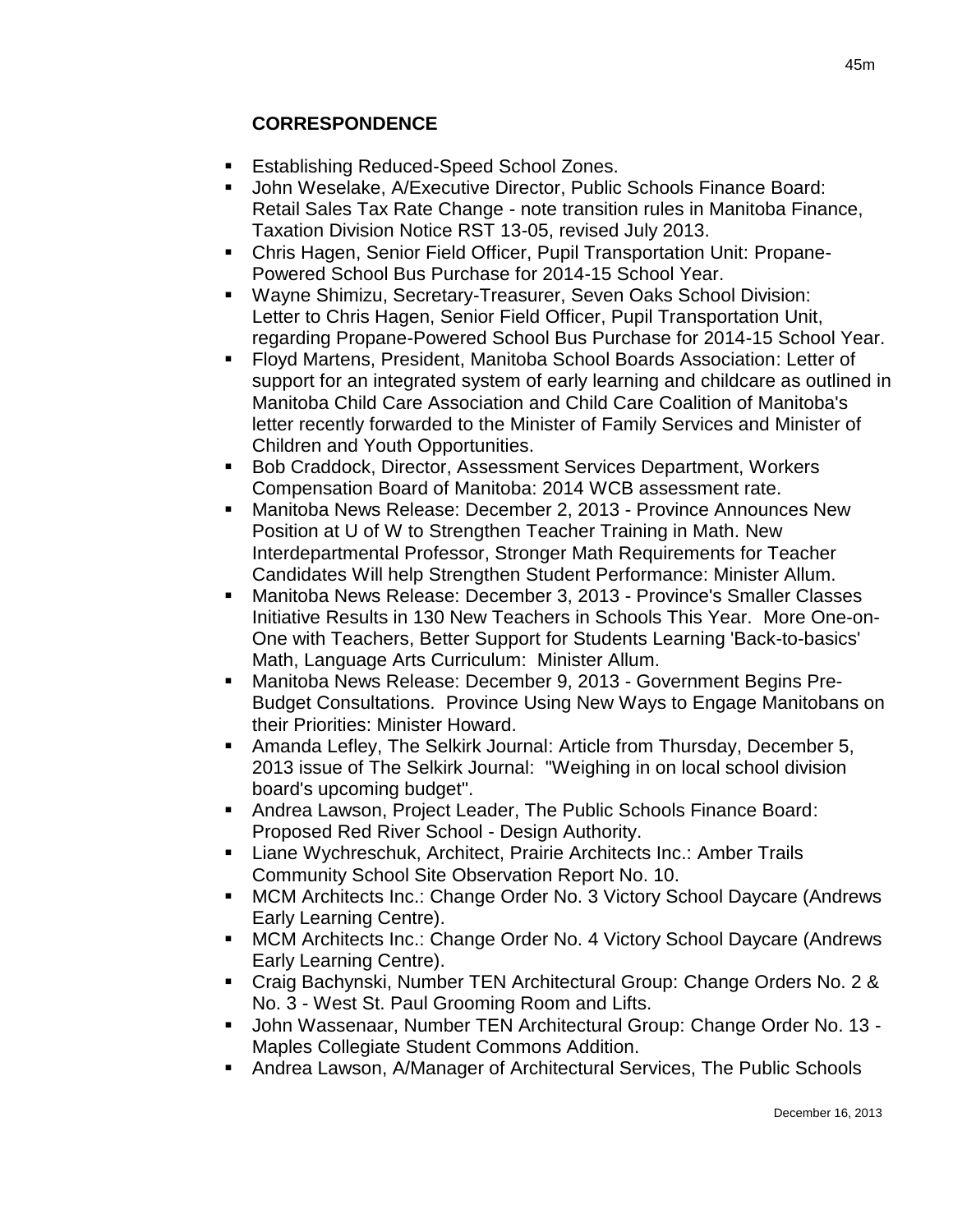**CORRESPONDENCE**

- Establishing Reduced-Speed School Zones.
- John Weselake, A/Executive Director, Public Schools Finance Board: Retail Sales Tax Rate Change - note transition rules in Manitoba Finance, Taxation Division Notice RST 13-05, revised July 2013.
- Chris Hagen, Senior Field Officer, Pupil Transportation Unit: Propane-Powered School Bus Purchase for 2014-15 School Year.
- Wayne Shimizu, Secretary-Treasurer, Seven Oaks School Division: Letter to Chris Hagen, Senior Field Officer, Pupil Transportation Unit, regarding Propane-Powered School Bus Purchase for 2014-15 School Year.
- Floyd Martens, President, Manitoba School Boards Association: Letter of support for an integrated system of early learning and childcare as outlined in Manitoba Child Care Association and Child Care Coalition of Manitoba's letter recently forwarded to the Minister of Family Services and Minister of Children and Youth Opportunities.
- Bob Craddock, Director, Assessment Services Department, Workers Compensation Board of Manitoba: 2014 WCB assessment rate.
- Manitoba News Release: December 2, 2013 - Province Announces New Position at U of W to Strengthen Teacher Training in Math. New Interdepartmental Professor, Stronger Math Requirements for Teacher Candidates Will help Strengthen Student Performance: Minister Allum.
- Manitoba News Release: December 3, 2013 - Province's Smaller Classes Initiative Results in 130 New Teachers in Schools This Year. More One-on-One with Teachers, Better Support for Students Learning 'Back-to-basics' Math, Language Arts Curriculum: Minister Allum.
- Manitoba News Release: December 9, 2013 - Government Begins Pre-Budget Consultations. Province Using New Ways to Engage Manitobans on their Priorities: Minister Howard.
- Amanda Lefley, The Selkirk Journal: Article from Thursday, December 5, 2013 issue of The Selkirk Journal: "Weighing in on local school division board's upcoming budget".
- Andrea Lawson, Project Leader, The Public Schools Finance Board: Proposed Red River School - Design Authority.
- Liane Wychreschuk, Architect, Prairie Architects Inc.: Amber Trails Community School Site Observation Report No. 10.
- MCM Architects Inc.: Change Order No. 3 Victory School Daycare (Andrews Early Learning Centre).
- MCM Architects Inc.: Change Order No. 4 Victory School Daycare (Andrews Early Learning Centre).
- Craig Bachynski, Number TEN Architectural Group: Change Orders No. 2 & No. 3 - West St. Paul Grooming Room and Lifts.
- John Wassenaar, Number TEN Architectural Group: Change Order No. 13 - Maples Collegiate Student Commons Addition.
- Andrea Lawson, A/Manager of Architectural Services, The Public Schools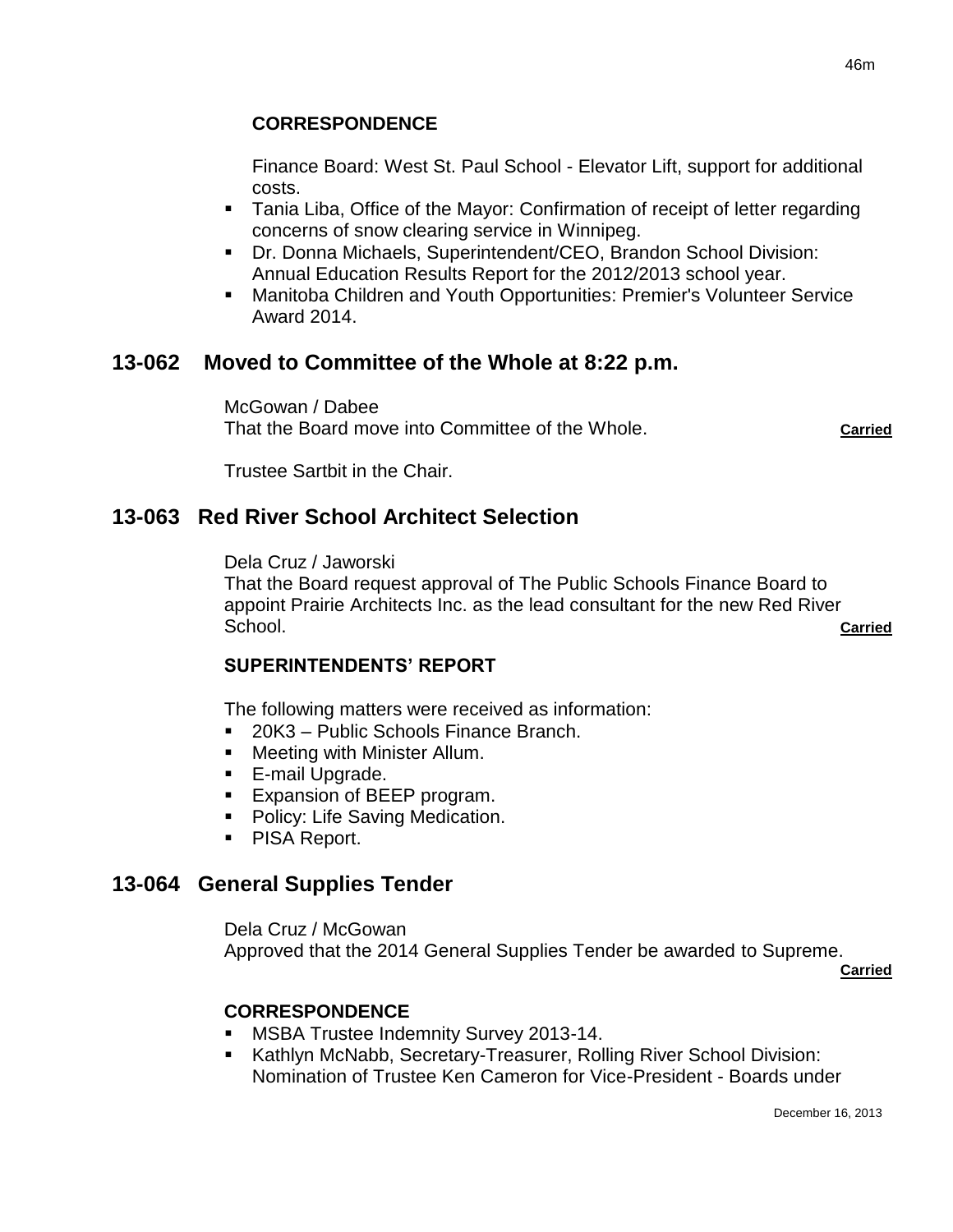**CORRESPONDENCE**

Finance Board: West St. Paul School - Elevator Lift, support for additional costs.

- Tania Liba, Office of the Mayor: Confirmation of receipt of letter regarding concerns of snow clearing service in Winnipeg.
- Dr. Donna Michaels, Superintendent/CEO, Brandon School Division: Annual Education Results Report for the 2012/2013 school year.
- Manitoba Children and Youth Opportunities: Premier's Volunteer Service Award 2014.

## 13-062 Moved to Committee of the Whole at 8:22 p.m.

McGowan / Dabee
That the Board move into Committee of the Whole. **Carried**

Trustee Sartbit in the Chair.

## 13-063 Red River School Architect Selection

Dela Cruz / Jaworski
That the Board request approval of The Public Schools Finance Board to appoint Prairie Architects Inc. as the lead consultant for the new Red River School. **Carried**

**SUPERINTENDENTS' REPORT**

The following matters were received as information:

- 20K3 – Public Schools Finance Branch.
- Meeting with Minister Allum.
- E-mail Upgrade.
- Expansion of BEEP program.
- Policy: Life Saving Medication.
- PISA Report.

## 13-064 General Supplies Tender

Dela Cruz / McGowan
Approved that the 2014 General Supplies Tender be awarded to Supreme. **Carried**

**CORRESPONDENCE**

- MSBA Trustee Indemnity Survey 2013-14.
- Kathlyn McNabb, Secretary-Treasurer, Rolling River School Division: Nomination of Trustee Ken Cameron for Vice-President - Boards under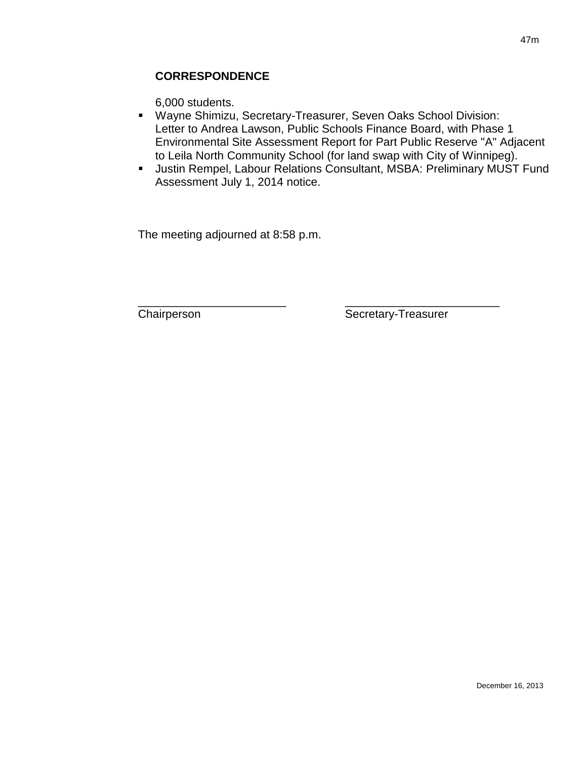**CORRESPONDENCE**

6,000 students.

- Wayne Shimizu, Secretary-Treasurer, Seven Oaks School Division: Letter to Andrea Lawson, Public Schools Finance Board, with Phase 1 Environmental Site Assessment Report for Part Public Reserve "A" Adjacent to Leila North Community School (for land swap with City of Winnipeg).
- Justin Rempel, Labour Relations Consultant, MSBA: Preliminary MUST Fund Assessment July 1, 2014 notice.

The meeting adjourned at 8:58 p.m.

_______________________ _______________________

Chairperson Secretary-Treasurer